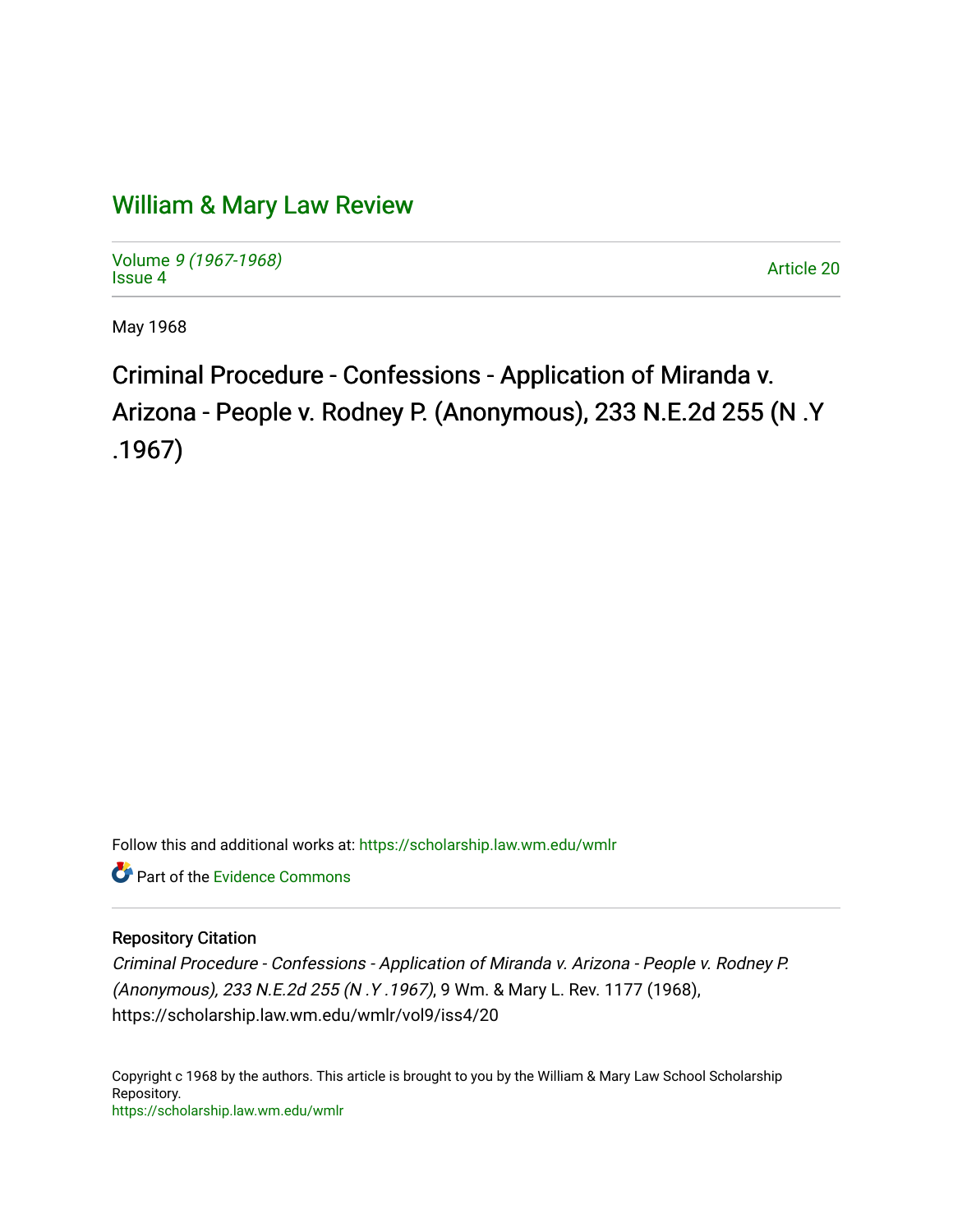# William & Mary Law Review

Volume *9 (1967-1968)*
Issue 4

Article 20

May 1968

## Criminal Procedure - Confessions - Application of Miranda v. Arizona - People v. Rodney P. (Anonymous), 233 N.E.2d 255 (N .Y .1967)

Follow this and additional works at: https://scholarship.law.wm.edu/wmlr

Part of the Evidence Commons

### Repository Citation

*Criminal Procedure - Confessions - Application of Miranda v. Arizona - People v. Rodney P. (Anonymous), 233 N.E.2d 255 (N .Y .1967)*, 9 Wm. & Mary L. Rev. 1177 (1968), https://scholarship.law.wm.edu/wmlr/vol9/iss4/20

Copyright c 1968 by the authors. This article is brought to you by the William & Mary Law School Scholarship Repository.
https://scholarship.law.wm.edu/wmlr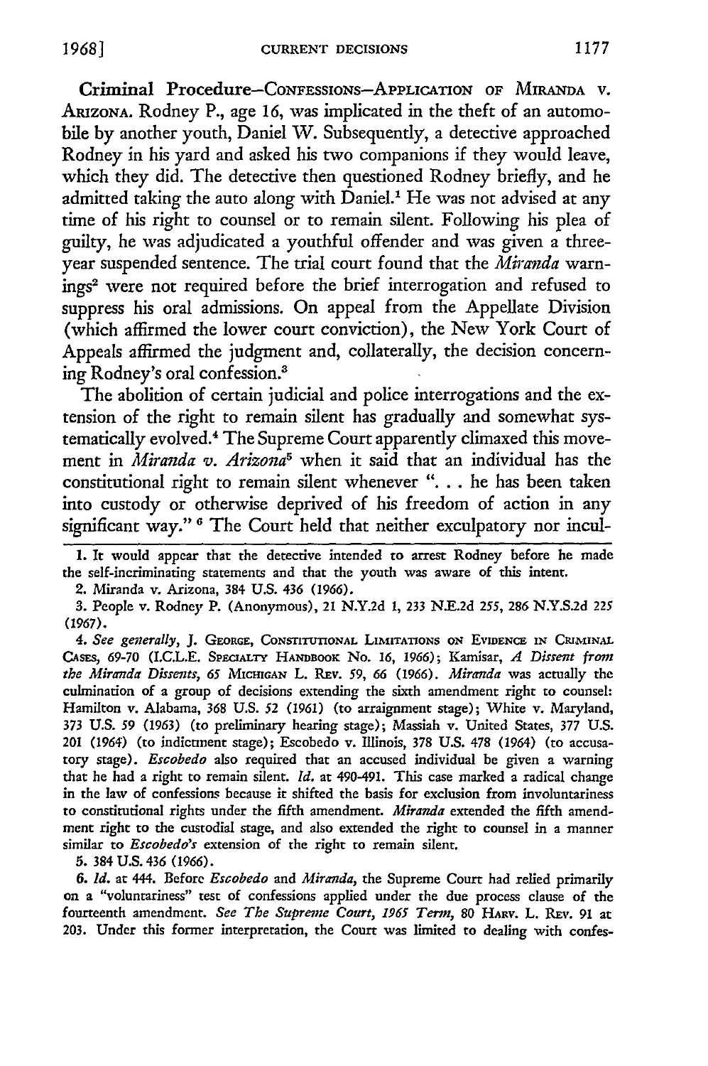**Criminal Procedure**—CONFESSIONS—APPLICATION OF MIRANDA V. ARIZONA. Rodney P., age 16, was implicated in the theft of an automobile by another youth, Daniel W. Subsequently, a detective approached Rodney in his yard and asked his two companions if they would leave, which they did. The detective then questioned Rodney briefly, and he admitted taking the auto along with Daniel.[1] He was not advised at any time of his right to counsel or to remain silent. Following his plea of guilty, he was adjudicated a youthful offender and was given a three-year suspended sentence. The trial court found that the *Miranda* warnings[2] were not required before the brief interrogation and refused to suppress his oral admissions. On appeal from the Appellate Division (which affirmed the lower court conviction), the New York Court of Appeals affirmed the judgment and, collaterally, the decision concerning Rodney's oral confession.[3]

The abolition of certain judicial and police interrogations and the extension of the right to remain silent has gradually and somewhat systematically evolved.[4] The Supreme Court apparently climaxed this movement in *Miranda v. Arizona*[5] when it said that an individual has the constitutional right to remain silent whenever ". . . he has been taken into custody or otherwise deprived of his freedom of action in any significant way." [6] The Court held that neither exculpatory nor incul-

---

1. It would appear that the detective intended to arrest Rodney before he made the self-incriminating statements and that the youth was aware of this intent.

2. Miranda v. Arizona, 384 U.S. 436 (1966).

3. People v. Rodney P. (Anonymous), 21 N.Y.2d 1, 233 N.E.2d 255, 286 N.Y.S.2d 225 (1967).

4. *See generally*, J. GEORGE, CONSTITUTIONAL LIMITATIONS ON EVIDENCE IN CRIMINAL CASES, 69-70 (I.C.L.E. SPECIALTY HANDBOOK No. 16, 1966); Kamisar, *A Dissent from the Miranda Dissents*, 65 MICHIGAN L. REV. 59, 66 (1966). *Miranda* was actually the culmination of a group of decisions extending the sixth amendment right to counsel: Hamilton v. Alabama, 368 U.S. 52 (1961) (to arraignment stage); White v. Maryland, 373 U.S. 59 (1963) (to preliminary hearing stage); Massiah v. United States, 377 U.S. 201 (1964) (to indictment stage); Escobedo v. Illinois, 378 U.S. 478 (1964) (to accusatory stage). *Escobedo* also required that an accused individual be given a warning that he had a right to remain silent. *Id.* at 490-491. This case marked a radical change in the law of confessions because it shifted the basis for exclusion from involuntariness to constitutional rights under the fifth amendment. *Miranda* extended the fifth amendment right to the custodial stage, and also extended the right to counsel in a manner similar to *Escobedo's* extension of the right to remain silent.

5. 384 U.S. 436 (1966).

6. *Id.* at 444. Before *Escobedo* and *Miranda*, the Supreme Court had relied primarily on a "voluntariness" test of confessions applied under the due process clause of the fourteenth amendment. *See The Supreme Court, 1965 Term*, 80 HARV. L. REV. 91 at 203. Under this former interpretation, the Court was limited to dealing with confes-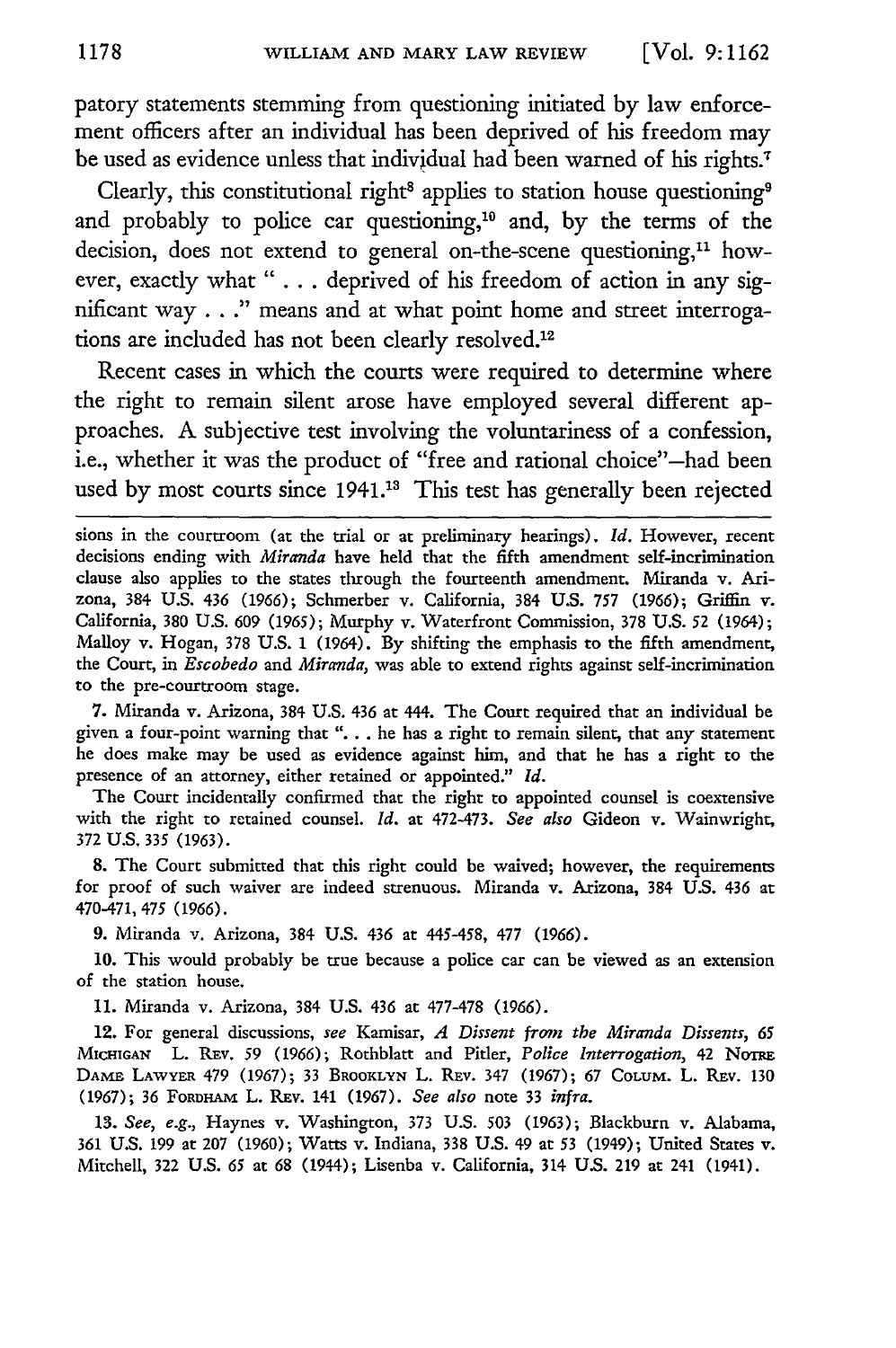patory statements stemming from questioning initiated by law enforcement officers after an individual has been deprived of his freedom may be used as evidence unless that individual had been warned of his rights.[7]

Clearly, this constitutional right[8] applies to station house questioning[9] and probably to police car questioning,[10] and, by the terms of the decision, does not extend to general on-the-scene questioning,[11] however, exactly what " . . . deprived of his freedom of action in any significant way . . ." means and at what point home and street interrogations are included has not been clearly resolved.[12]

Recent cases in which the courts were required to determine where the right to remain silent arose have employed several different approaches. A subjective test involving the voluntariness of a confession, i.e., whether it was the product of "free and rational choice"—had been used by most courts since 1941.[13] This test has generally been rejected

---

sions in the courtroom (at the trial or at preliminary hearings). *Id.* However, recent decisions ending with *Miranda* have held that the fifth amendment self-incrimination clause also applies to the states through the fourteenth amendment. Miranda v. Arizona, 384 U.S. 436 (1966); Schmerber v. California, 384 U.S. 757 (1966); Griffin v. California, 380 U.S. 609 (1965); Murphy v. Waterfront Commission, 378 U.S. 52 (1964); Malloy v. Hogan, 378 U.S. 1 (1964). By shifting the emphasis to the fifth amendment, the Court, in *Escobedo* and *Miranda*, was able to extend rights against self-incrimination to the pre-courtroom stage.

7. Miranda v. Arizona, 384 U.S. 436 at 444. The Court required that an individual be given a four-point warning that ". . . he has a right to remain silent, that any statement he does make may be used as evidence against him, and that he has a right to the presence of an attorney, either retained or appointed." *Id.*

The Court incidentally confirmed that the right to appointed counsel is coextensive with the right to retained counsel. *Id.* at 472-473. *See also* Gideon v. Wainwright, 372 U.S. 335 (1963).

8. The Court submitted that this right could be waived; however, the requirements for proof of such waiver are indeed strenuous. Miranda v. Arizona, 384 U.S. 436 at 470-471, 475 (1966).

9. Miranda v. Arizona, 384 U.S. 436 at 445-458, 477 (1966).

10. This would probably be true because a police car can be viewed as an extension of the station house.

11. Miranda v. Arizona, 384 U.S. 436 at 477-478 (1966).

12. For general discussions, *see* Kamisar, *A Dissent from the Miranda Dissents*, 65 MICHIGAN L. REV. 59 (1966); Rothblatt and Pitler, *Police Interrogation*, 42 NOTRE DAME LAWYER 479 (1967); 33 BROOKLYN L. REV. 347 (1967); 67 COLUM. L. REV. 130 (1967); 36 FORDHAM L. REV. 141 (1967). *See also* note 33 *infra*.

13. *See, e.g.*, Haynes v. Washington, 373 U.S. 503 (1963); Blackburn v. Alabama, 361 U.S. 199 at 207 (1960); Watts v. Indiana, 338 U.S. 49 at 53 (1949); United States v. Mitchell, 322 U.S. 65 at 68 (1944); Lisenba v. California, 314 U.S. 219 at 241 (1941).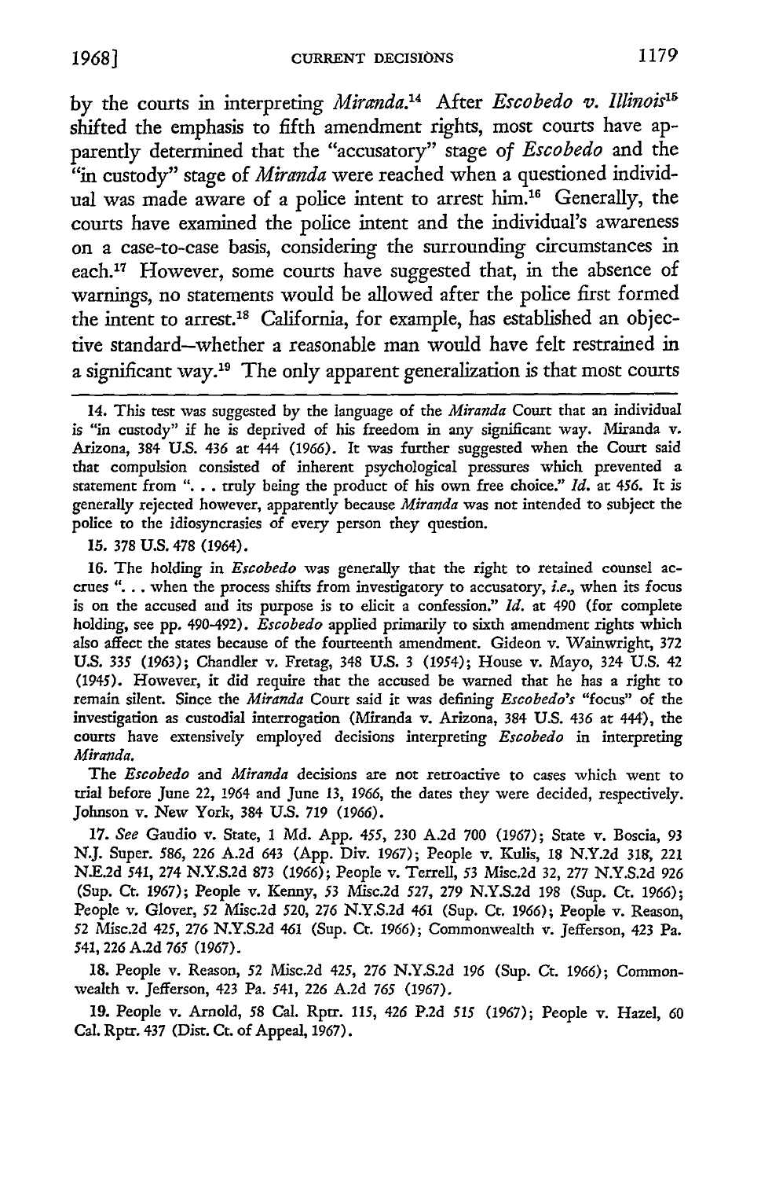by the courts in interpreting *Miranda*.[14] After *Escobedo v. Illinois*[15] shifted the emphasis to fifth amendment rights, most courts have apparently determined that the "accusatory" stage of *Escobedo* and the "in custody" stage of *Miranda* were reached when a questioned individual was made aware of a police intent to arrest him.[16] Generally, the courts have examined the police intent and the individual's awareness on a case-to-case basis, considering the surrounding circumstances in each.[17] However, some courts have suggested that, in the absence of warnings, no statements would be allowed after the police first formed the intent to arrest.[18] California, for example, has established an objective standard—whether a reasonable man would have felt restrained in a significant way.[19] The only apparent generalization is that most courts

14. This test was suggested by the language of the *Miranda* Court that an individual is "in custody" if he is deprived of his freedom in any significant way. Miranda v. Arizona, 384 U.S. 436 at 444 (1966). It was further suggested when the Court said that compulsion consisted of inherent psychological pressures which prevented a statement from ". . . truly being the product of his own free choice." *Id.* at 456. It is generally rejected however, apparently because *Miranda* was not intended to subject the police to the idiosyncrasies of every person they question.

15. 378 U.S. 478 (1964).

16. The holding in *Escobedo* was generally that the right to retained counsel accrues ". . . when the process shifts from investigatory to accusatory, *i.e.*, when its focus is on the accused and its purpose is to elicit a confession." *Id.* at 490 (for complete holding, see pp. 490-492). *Escobedo* applied primarily to sixth amendment rights which also affect the states because of the fourteenth amendment. Gideon v. Wainwright, 372 U.S. 335 (1963); Chandler v. Fretag, 348 U.S. 3 (1954); House v. Mayo, 324 U.S. 42 (1945). However, it did require that the accused be warned that he has a right to remain silent. Since the *Miranda* Court said it was defining *Escobedo's* "focus" of the investigation as custodial interrogation (Miranda v. Arizona, 384 U.S. 436 at 444), the courts have extensively employed decisions interpreting *Escobedo* in interpreting *Miranda*.

The *Escobedo* and *Miranda* decisions are not retroactive to cases which went to trial before June 22, 1964 and June 13, 1966, the dates they were decided, respectively. Johnson v. New York, 384 U.S. 719 (1966).

17. *See* Gaudio v. State, 1 Md. App. 455, 230 A.2d 700 (1967); State v. Boscia, 93 N.J. Super. 586, 226 A.2d 643 (App. Div. 1967); People v. Kulis, 18 N.Y.2d 318, 221 N.E.2d 541, 274 N.Y.S.2d 873 (1966); People v. Terrell, 53 Misc.2d 32, 277 N.Y.S.2d 926 (Sup. Ct. 1967); People v. Kenny, 53 Misc.2d 527, 279 N.Y.S.2d 198 (Sup. Ct. 1966); People v. Glover, 52 Misc.2d 520, 276 N.Y.S.2d 461 (Sup. Ct. 1966); People v. Reason, 52 Misc.2d 425, 276 N.Y.S.2d 461 (Sup. Ct. 1966); Commonwealth v. Jefferson, 423 Pa. 541, 226 A.2d 765 (1967).

18. People v. Reason, 52 Misc.2d 425, 276 N.Y.S.2d 196 (Sup. Ct. 1966); Commonwealth v. Jefferson, 423 Pa. 541, 226 A.2d 765 (1967).

19. People v. Arnold, 58 Cal. Rptr. 115, 426 P.2d 515 (1967); People v. Hazel, 60 Cal. Rptr. 437 (Dist. Ct. of Appeal, 1967).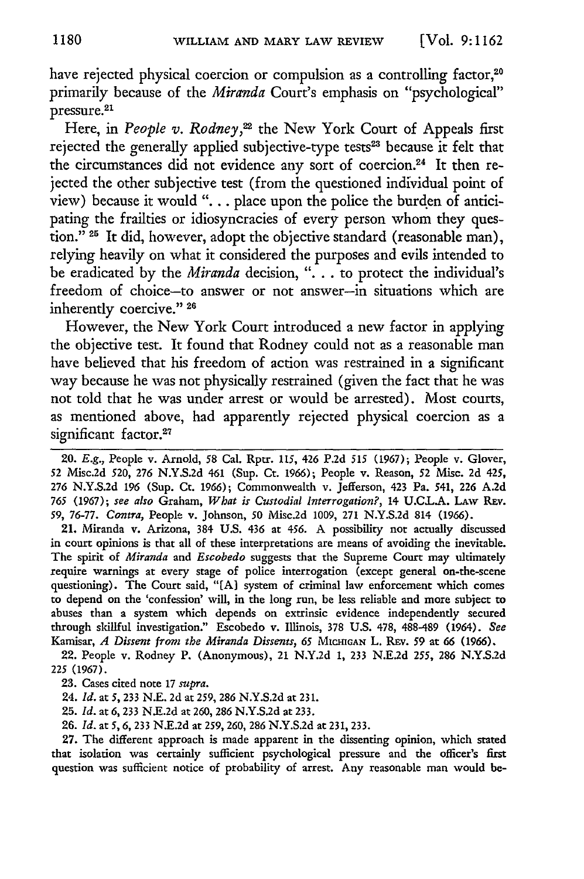have rejected physical coercion or compulsion as a controlling factor,[20] primarily because of the *Miranda* Court's emphasis on "psychological" pressure.[21]

Here, in *People v. Rodney*,[22] the New York Court of Appeals first rejected the generally applied subjective-type tests[23] because it felt that the circumstances did not evidence any sort of coercion.[24] It then rejected the other subjective test (from the questioned individual point of view) because it would ". . . place upon the police the burden of anticipating the frailties or idiosyncracies of every person whom they question." [25] It did, however, adopt the objective standard (reasonable man), relying heavily on what it considered the purposes and evils intended to be eradicated by the *Miranda* decision, ". . . to protect the individual's freedom of choice—to answer or not answer—in situations which are inherently coercive." [26]

However, the New York Court introduced a new factor in applying the objective test. It found that Rodney could not as a reasonable man have believed that his freedom of action was restrained in a significant way because he was not physically restrained (given the fact that he was not told that he was under arrest or would be arrested). Most courts, as mentioned above, had apparently rejected physical coercion as a significant factor.[27]

---

20. *E.g.*, People v. Arnold, 58 Cal. Rptr. 115, 426 P.2d 515 (1967); People v. Glover, 52 Misc.2d 520, 276 N.Y.S.2d 461 (Sup. Ct. 1966); People v. Reason, 52 Misc. 2d 425, 276 N.Y.S.2d 196 (Sup. Ct. 1966); Commonwealth v. Jefferson, 423 Pa. 541, 226 A.2d 765 (1967); *see also* Graham, *What is Custodial Interrogation?*, 14 U.C.L.A. LAW REV. 59, 76-77. *Contra*, People v. Johnson, 50 Misc.2d 1009, 271 N.Y.S.2d 814 (1966).

21. Miranda v. Arizona, 384 U.S. 436 at 456. A possibility not actually discussed in court opinions is that all of these interpretations are means of avoiding the inevitable. The spirit of *Miranda* and *Escobedo* suggests that the Supreme Court may ultimately require warnings at every stage of police interrogation (except general on-the-scene questioning). The Court said, "[A] system of criminal law enforcement which comes to depend on the 'confession' will, in the long run, be less reliable and more subject to abuses than a system which depends on extrinsic evidence independently secured through skillful investigation." Escobedo v. Illinois, 378 U.S. 478, 488-489 (1964). *See* Kamisar, *A Dissent from the Miranda Dissents*, 65 MICHIGAN L. REV. 59 at 66 (1966).

22. People v. Rodney P. (Anonymous), 21 N.Y.2d 1, 233 N.E.2d 255, 286 N.Y.S.2d 225 (1967).

23. Cases cited note 17 *supra*.

24. *Id.* at 5, 233 N.E. 2d at 259, 286 N.Y.S.2d at 231.

25. *Id.* at 6, 233 N.E.2d at 260, 286 N.Y.S.2d at 233.

26. *Id.* at 5, 6, 233 N.E.2d at 259, 260, 286 N.Y.S.2d at 231, 233.

27. The different approach is made apparent in the dissenting opinion, which stated that isolation was certainly sufficient psychological pressure and the officer's first question was sufficient notice of probability of arrest. Any reasonable man would be-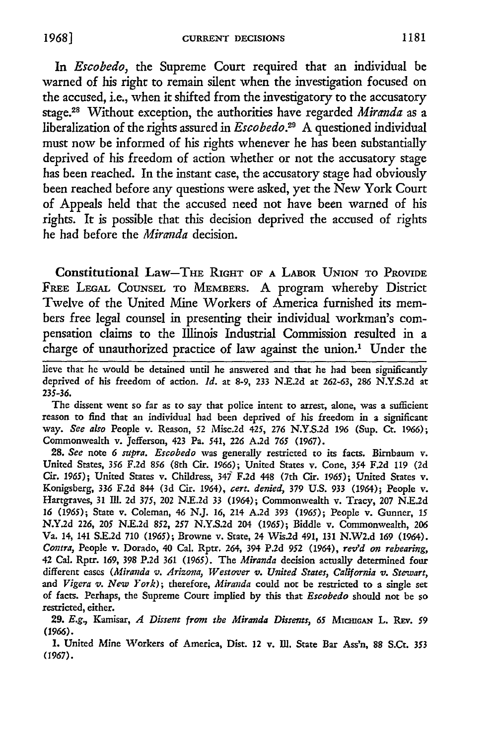In *Escobedo*, the Supreme Court required that an individual be warned of his right to remain silent when the investigation focused on the accused, i.e., when it shifted from the investigatory to the accusatory stage.[28] Without exception, the authorities have regarded *Miranda* as a liberalization of the rights assured in *Escobedo*.[29] A questioned individual must now be informed of his rights whenever he has been substantially deprived of his freedom of action whether or not the accusatory stage has been reached. In the instant case, the accusatory stage had obviously been reached before any questions were asked, yet the New York Court of Appeals held that the accused need not have been warned of his rights. It is possible that this decision deprived the accused of rights he had before the *Miranda* decision.

**Constitutional Law**—THE RIGHT OF A LABOR UNION TO PROVIDE FREE LEGAL COUNSEL TO MEMBERS. A program whereby District Twelve of the United Mine Workers of America furnished its members free legal counsel in presenting their individual workman's compensation claims to the Illinois Industrial Commission resulted in a charge of unauthorized practice of law against the union.[1] Under the

---

lieve that he would be detained until he answered and that he had been significantly deprived of his freedom of action. *Id.* at 8-9, 233 N.E.2d at 262-63, 286 N.Y.S.2d at 235-36.

The dissent went so far as to say that police intent to arrest, alone, was a sufficient reason to find that an individual had been deprived of his freedom in a significant way. *See also* People v. Reason, 52 Misc.2d 425, 276 N.Y.S.2d 196 (Sup. Ct. 1966); Commonwealth v. Jefferson, 423 Pa. 541, 226 A.2d 765 (1967).

28. *See* note 6 *supra*. *Escobedo* was generally restricted to its facts. Birnbaum v. United States, 356 F.2d 856 (8th Cir. 1966); United States v. Cone, 354 F.2d 119 (2d Cir. 1965); United States v. Childress, 347 F.2d 448 (7th Cir. 1965); United States v. Konigsberg, 336 F.2d 844 (3d Cir. 1964), *cert. denied*, 379 U.S. 933 (1964); People v. Hartgraves, 31 Ill. 2d 375, 202 N.E.2d 33 (1964); Commonwealth v. Tracy, 207 N.E.2d 16 (1965); State v. Coleman, 46 N.J. 16, 214 A.2d 393 (1965); People v. Gunner, 15 N.Y.2d 226, 205 N.E.2d 852, 257 N.Y.S.2d 204 (1965); Biddle v. Commonwealth, 206 Va. 14, 141 S.E.2d 710 (1965); Browne v. State, 24 Wis.2d 491, 131 N.W2.d 169 (1964). *Contra*, People v. Dorado, 40 Cal. Rptr. 264, 394 P.2d 952 (1964), *rev'd on rehearing*, 42 Cal. Rptr. 169, 398 P.2d 361 (1965). The *Miranda* decision actually determined four different cases (*Miranda v. Arizona*, *Westover v. United States*, *California v. Stewart*, and *Vigera v. New York*); therefore, *Miranda* could not be restricted to a single set of facts. Perhaps, the Supreme Court implied by this that *Escobedo* should not be so restricted, either.

29. *E.g.*, Kamisar, *A Dissent from the Miranda Dissents*, 65 MICHIGAN L. REV. 59 (1966).

1. United Mine Workers of America, Dist. 12 v. Ill. State Bar Ass'n, 88 S.Ct. 353 (1967).